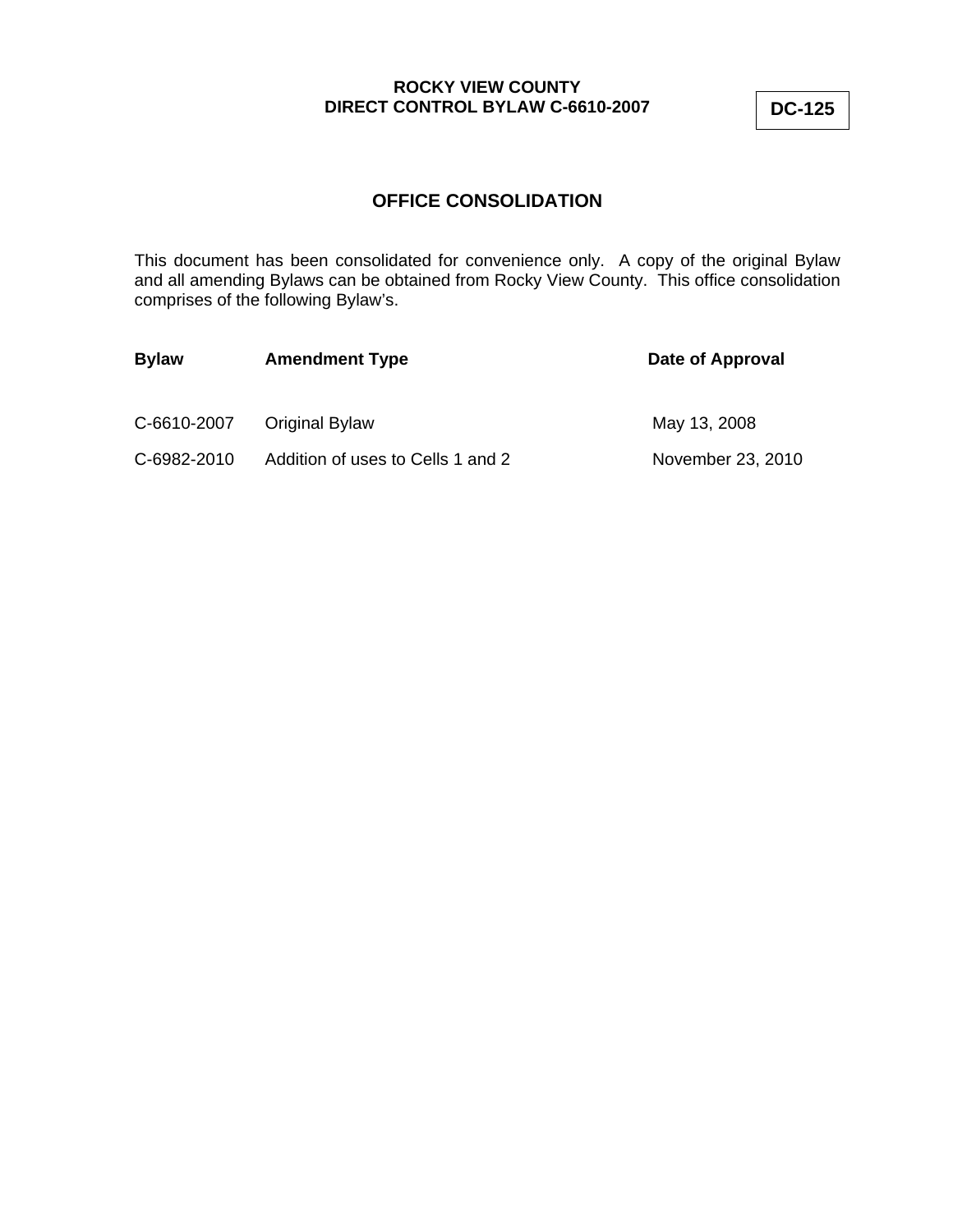**ROCKY VIEW COUNTY**
**DIRECT CONTROL BYLAW C-6610-2007**

**DC-125**

# OFFICE CONSOLIDATION

This document has been consolidated for convenience only. A copy of the original Bylaw and all amending Bylaws can be obtained from Rocky View County. This office consolidation comprises of the following Bylaw's.

| **Bylaw** | **Amendment Type** | **Date of Approval** |
| --- | --- | --- |
| C-6610-2007 | Original Bylaw | May 13, 2008 |
| C-6982-2010 | Addition of uses to Cells 1 and 2 | November 23, 2010 |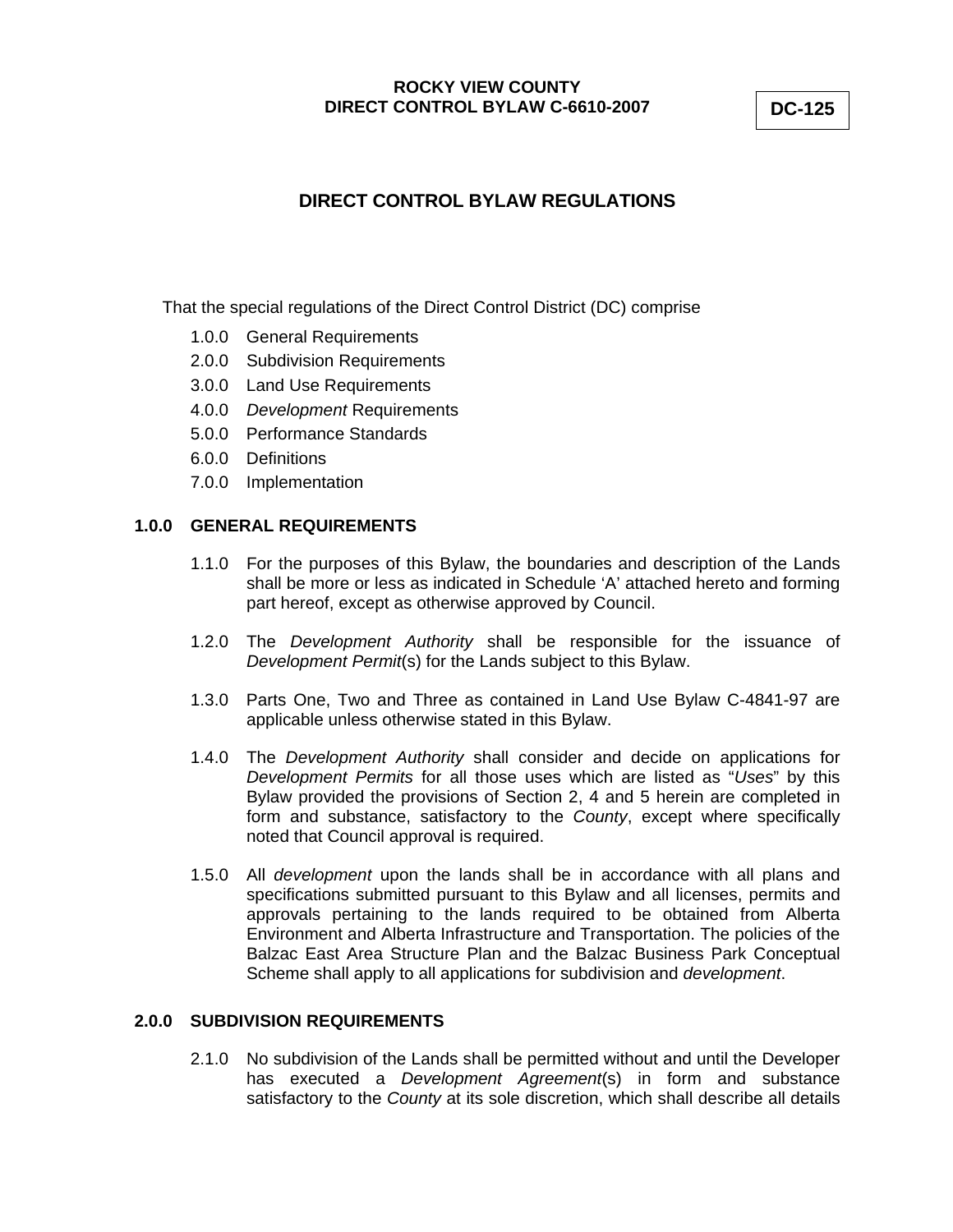**ROCKY VIEW COUNTY**
**DIRECT CONTROL BYLAW C-6610-2007**

**DC-125**

# DIRECT CONTROL BYLAW REGULATIONS

That the special regulations of the Direct Control District (DC) comprise

- 1.0.0 General Requirements
- 2.0.0 Subdivision Requirements
- 3.0.0 Land Use Requirements
- 4.0.0 *Development* Requirements
- 5.0.0 Performance Standards
- 6.0.0 Definitions
- 7.0.0 Implementation

## 1.0.0 GENERAL REQUIREMENTS

1.1.0 For the purposes of this Bylaw, the boundaries and description of the Lands shall be more or less as indicated in Schedule 'A' attached hereto and forming part hereof, except as otherwise approved by Council.

1.2.0 The *Development Authority* shall be responsible for the issuance of *Development Permit*(s) for the Lands subject to this Bylaw.

1.3.0 Parts One, Two and Three as contained in Land Use Bylaw C-4841-97 are applicable unless otherwise stated in this Bylaw.

1.4.0 The *Development Authority* shall consider and decide on applications for *Development Permits* for all those uses which are listed as "*Uses*" by this Bylaw provided the provisions of Section 2, 4 and 5 herein are completed in form and substance, satisfactory to the *County*, except where specifically noted that Council approval is required.

1.5.0 All *development* upon the lands shall be in accordance with all plans and specifications submitted pursuant to this Bylaw and all licenses, permits and approvals pertaining to the lands required to be obtained from Alberta Environment and Alberta Infrastructure and Transportation. The policies of the Balzac East Area Structure Plan and the Balzac Business Park Conceptual Scheme shall apply to all applications for subdivision and *development*.

## 2.0.0 SUBDIVISION REQUIREMENTS

2.1.0 No subdivision of the Lands shall be permitted without and until the Developer has executed a *Development Agreement*(s) in form and substance satisfactory to the *County* at its sole discretion, which shall describe all details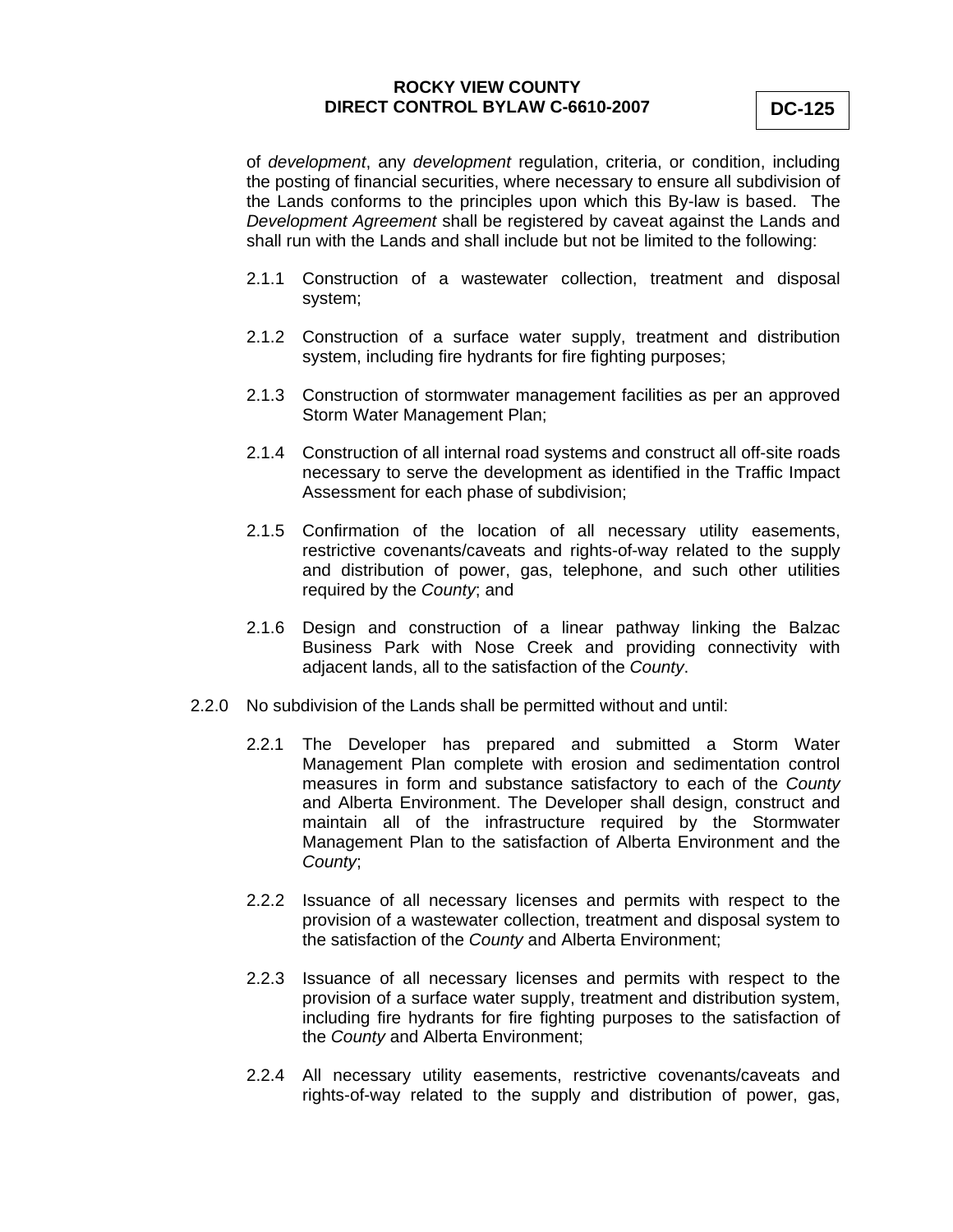of *development*, any *development* regulation, criteria, or condition, including the posting of financial securities, where necessary to ensure all subdivision of the Lands conforms to the principles upon which this By-law is based. The *Development Agreement* shall be registered by caveat against the Lands and shall run with the Lands and shall include but not be limited to the following:

2.1.1 Construction of a wastewater collection, treatment and disposal system;

2.1.2 Construction of a surface water supply, treatment and distribution system, including fire hydrants for fire fighting purposes;

2.1.3 Construction of stormwater management facilities as per an approved Storm Water Management Plan;

2.1.4 Construction of all internal road systems and construct all off-site roads necessary to serve the development as identified in the Traffic Impact Assessment for each phase of subdivision;

2.1.5 Confirmation of the location of all necessary utility easements, restrictive covenants/caveats and rights-of-way related to the supply and distribution of power, gas, telephone, and such other utilities required by the *County*; and

2.1.6 Design and construction of a linear pathway linking the Balzac Business Park with Nose Creek and providing connectivity with adjacent lands, all to the satisfaction of the *County*.

2.2.0 No subdivision of the Lands shall be permitted without and until:

2.2.1 The Developer has prepared and submitted a Storm Water Management Plan complete with erosion and sedimentation control measures in form and substance satisfactory to each of the *County* and Alberta Environment. The Developer shall design, construct and maintain all of the infrastructure required by the Stormwater Management Plan to the satisfaction of Alberta Environment and the *County*;

2.2.2 Issuance of all necessary licenses and permits with respect to the provision of a wastewater collection, treatment and disposal system to the satisfaction of the *County* and Alberta Environment;

2.2.3 Issuance of all necessary licenses and permits with respect to the provision of a surface water supply, treatment and distribution system, including fire hydrants for fire fighting purposes to the satisfaction of the *County* and Alberta Environment;

2.2.4 All necessary utility easements, restrictive covenants/caveats and rights-of-way related to the supply and distribution of power, gas,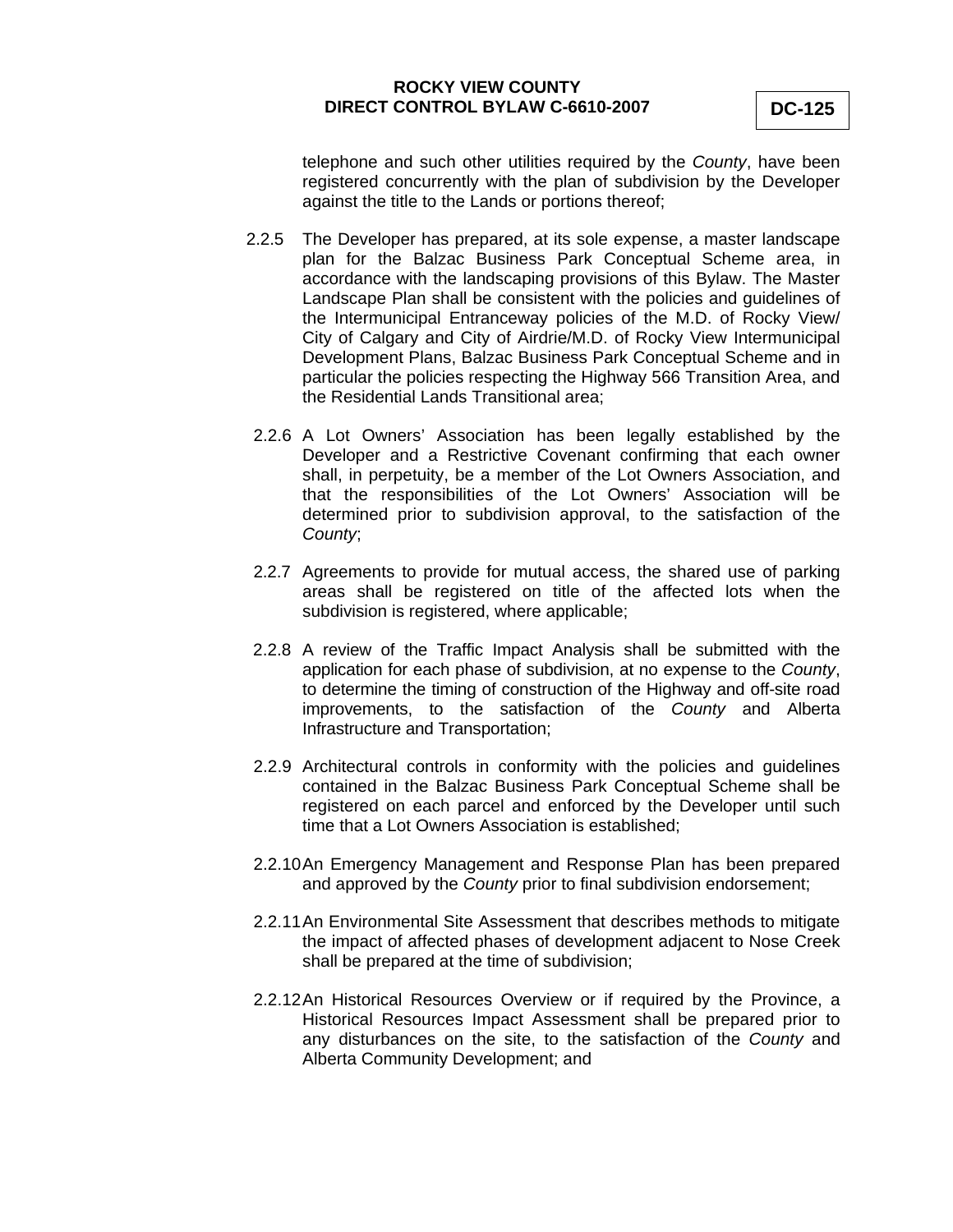telephone and such other utilities required by the *County*, have been registered concurrently with the plan of subdivision by the Developer against the title to the Lands or portions thereof;

2.2.5 The Developer has prepared, at its sole expense, a master landscape plan for the Balzac Business Park Conceptual Scheme area, in accordance with the landscaping provisions of this Bylaw. The Master Landscape Plan shall be consistent with the policies and guidelines of the Intermunicipal Entranceway policies of the M.D. of Rocky View/ City of Calgary and City of Airdrie/M.D. of Rocky View Intermunicipal Development Plans, Balzac Business Park Conceptual Scheme and in particular the policies respecting the Highway 566 Transition Area, and the Residential Lands Transitional area;

2.2.6 A Lot Owners' Association has been legally established by the Developer and a Restrictive Covenant confirming that each owner shall, in perpetuity, be a member of the Lot Owners Association, and that the responsibilities of the Lot Owners' Association will be determined prior to subdivision approval, to the satisfaction of the *County*;

2.2.7 Agreements to provide for mutual access, the shared use of parking areas shall be registered on title of the affected lots when the subdivision is registered, where applicable;

2.2.8 A review of the Traffic Impact Analysis shall be submitted with the application for each phase of subdivision, at no expense to the *County*, to determine the timing of construction of the Highway and off-site road improvements, to the satisfaction of the *County* and Alberta Infrastructure and Transportation;

2.2.9 Architectural controls in conformity with the policies and guidelines contained in the Balzac Business Park Conceptual Scheme shall be registered on each parcel and enforced by the Developer until such time that a Lot Owners Association is established;

2.2.10 An Emergency Management and Response Plan has been prepared and approved by the *County* prior to final subdivision endorsement;

2.2.11 An Environmental Site Assessment that describes methods to mitigate the impact of affected phases of development adjacent to Nose Creek shall be prepared at the time of subdivision;

2.2.12 An Historical Resources Overview or if required by the Province, a Historical Resources Impact Assessment shall be prepared prior to any disturbances on the site, to the satisfaction of the *County* and Alberta Community Development; and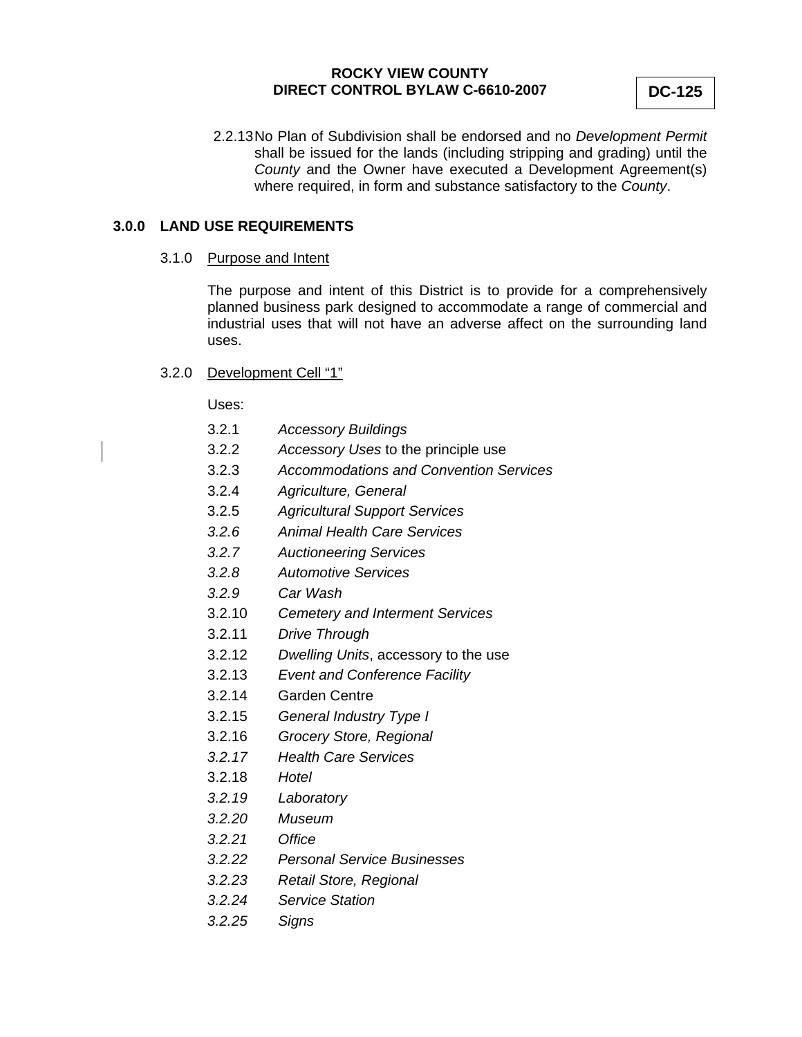2.2.13 No Plan of Subdivision shall be endorsed and no *Development Permit* shall be issued for the lands (including stripping and grading) until the *County* and the Owner have executed a Development Agreement(s) where required, in form and substance satisfactory to the *County*.

## 3.0.0 LAND USE REQUIREMENTS

### 3.1.0 Purpose and Intent

The purpose and intent of this District is to provide for a comprehensively planned business park designed to accommodate a range of commercial and industrial uses that will not have an adverse affect on the surrounding land uses.

### 3.2.0 Development Cell "1"

Uses:

3.2.1 *Accessory Buildings*
3.2.2 *Accessory Uses* to the principle use
3.2.3 *Accommodations and Convention Services*
3.2.4 *Agriculture, General*
3.2.5 *Agricultural Support Services*
*3.2.6* *Animal Health Care Services*
*3.2.7* *Auctioneering Services*
*3.2.8* *Automotive Services*
*3.2.9* *Car Wash*
3.2.10 *Cemetery and Interment Services*
3.2.11 *Drive Through*
3.2.12 *Dwelling Units*, accessory to the use
3.2.13 *Event and Conference Facility*
3.2.14 Garden Centre
3.2.15 *General Industry Type I*
3.2.16 *Grocery Store, Regional*
*3.2.17* *Health Care Services*
3.2.18 *Hotel*
*3.2.19* *Laboratory*
*3.2.20* *Museum*
*3.2.21* *Office*
*3.2.22* *Personal Service Businesses*
*3.2.23* *Retail Store, Regional*
*3.2.24* *Service Station*
*3.2.25* *Signs*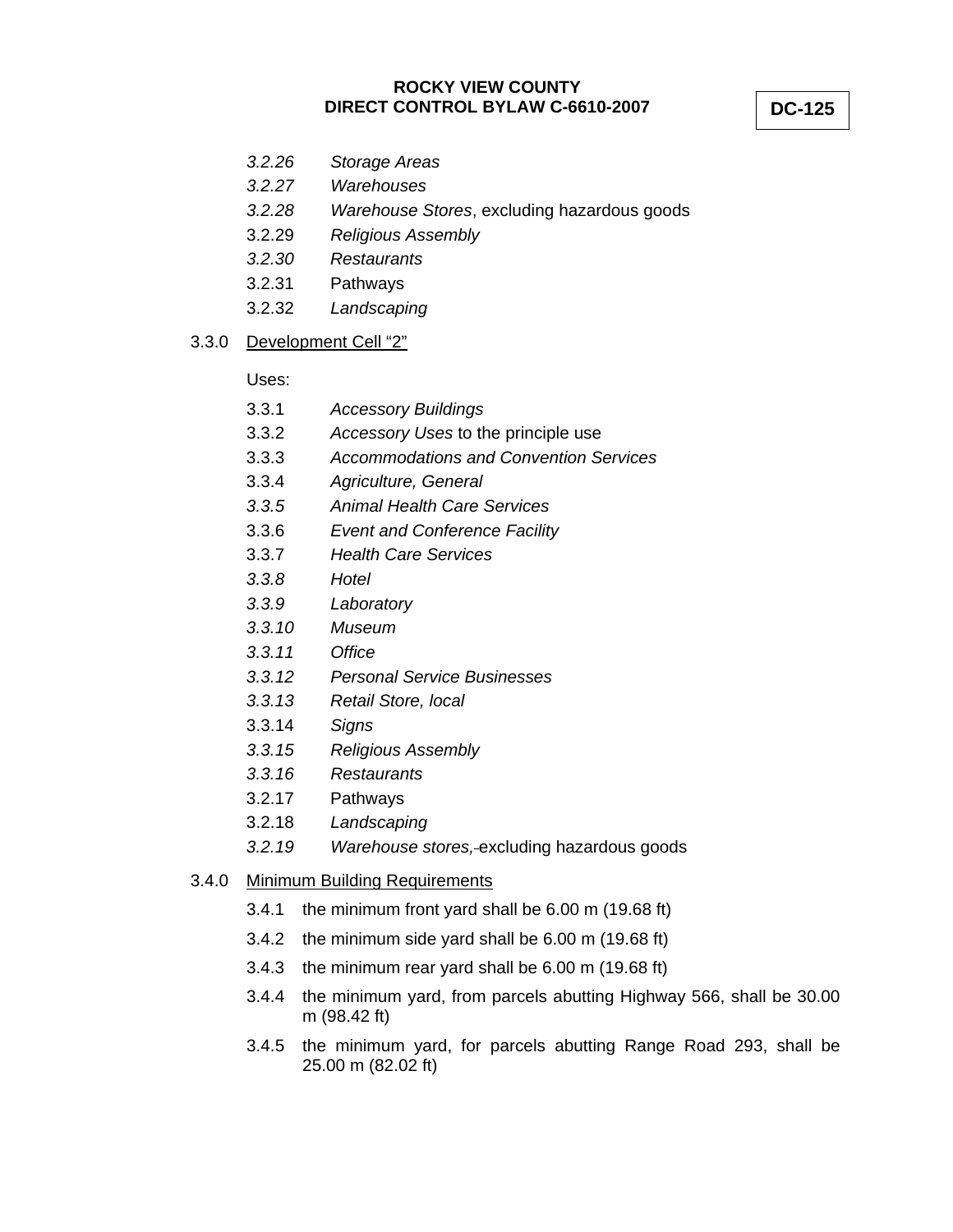*3.2.26* *Storage Areas*

*3.2.27* *Warehouses*

*3.2.28* *Warehouse Stores*, excluding hazardous goods

3.2.29 *Religious Assembly*

*3.2.30* *Restaurants*

3.2.31 Pathways

3.2.32 *Landscaping*

3.3.0 <u>Development Cell "2"</u>

Uses:

3.3.1 *Accessory Buildings*

3.3.2 *Accessory Uses* to the principle use

3.3.3 *Accommodations and Convention Services*

3.3.4 *Agriculture, General*

*3.3.5* *Animal Health Care Services*

3.3.6 *Event and Conference Facility*

3.3.7 *Health Care Services*

*3.3.8* *Hotel*

*3.3.9* *Laboratory*

*3.3.10* *Museum*

*3.3.11* *Office*

*3.3.12* *Personal Service Businesses*

*3.3.13* *Retail Store, local*

3.3.14 *Signs*

*3.3.15* *Religious Assembly*

*3.3.16* *Restaurants*

3.2.17 Pathways

3.2.18 *Landscaping*

*3.2.19* *Warehouse stores,* excluding hazardous goods

3.4.0 <u>Minimum Building Requirements</u>

3.4.1 the minimum front yard shall be 6.00 m (19.68 ft)

3.4.2 the minimum side yard shall be 6.00 m (19.68 ft)

3.4.3 the minimum rear yard shall be 6.00 m (19.68 ft)

3.4.4 the minimum yard, from parcels abutting Highway 566, shall be 30.00 m (98.42 ft)

3.4.5 the minimum yard, for parcels abutting Range Road 293, shall be 25.00 m (82.02 ft)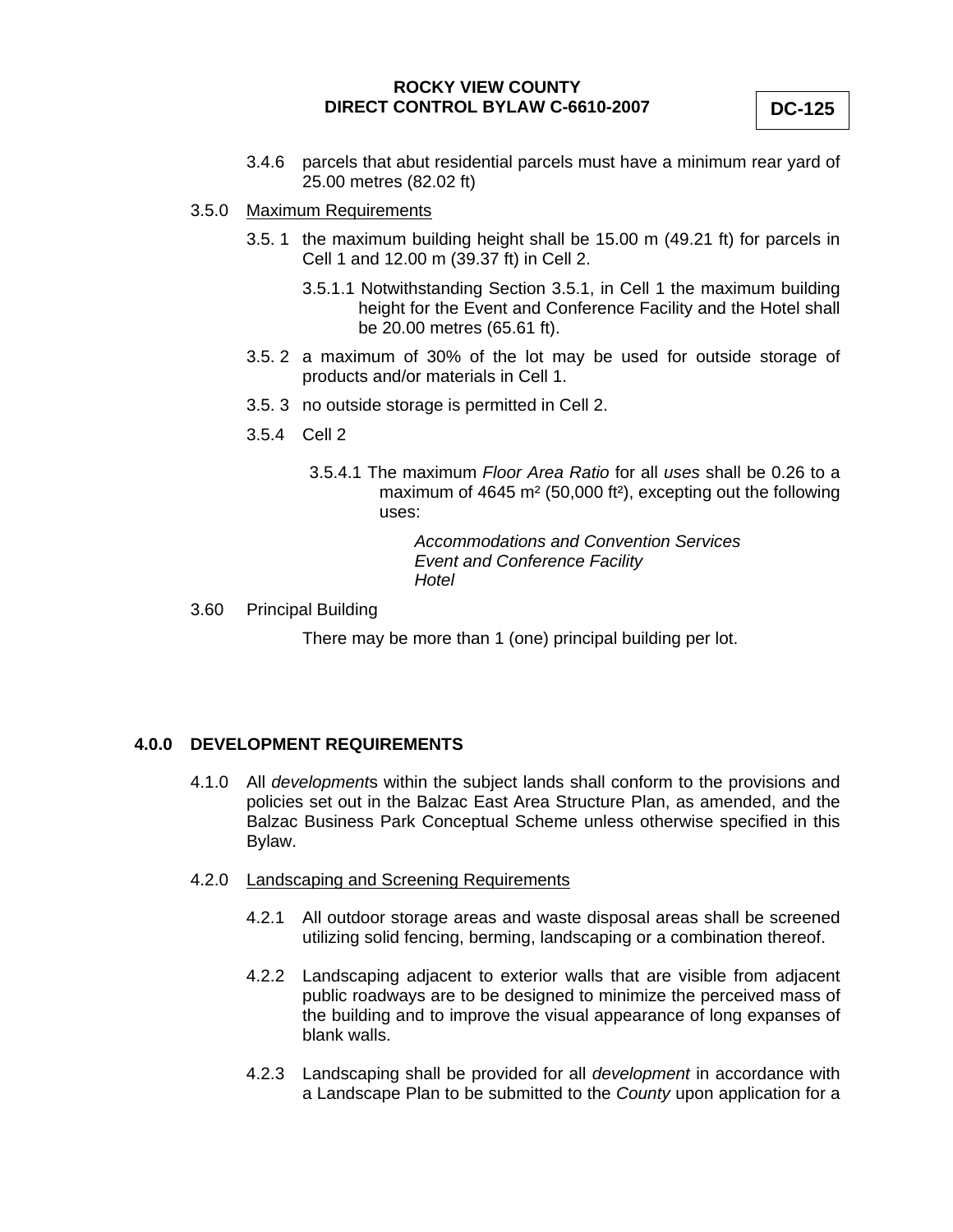3.4.6 parcels that abut residential parcels must have a minimum rear yard of 25.00 metres (82.02 ft)

3.5.0 Maximum Requirements

3.5. 1 the maximum building height shall be 15.00 m (49.21 ft) for parcels in Cell 1 and 12.00 m (39.37 ft) in Cell 2.

3.5.1.1 Notwithstanding Section 3.5.1, in Cell 1 the maximum building height for the Event and Conference Facility and the Hotel shall be 20.00 metres (65.61 ft).

3.5. 2 a maximum of 30% of the lot may be used for outside storage of products and/or materials in Cell 1.

3.5. 3 no outside storage is permitted in Cell 2.

3.5.4 Cell 2

3.5.4.1 The maximum *Floor Area Ratio* for all *uses* shall be 0.26 to a maximum of 4645 m² (50,000 ft²), excepting out the following uses:

*Accommodations and Convention Services*
*Event and Conference Facility*
*Hotel*

3.60 Principal Building

There may be more than 1 (one) principal building per lot.

## 4.0.0 DEVELOPMENT REQUIREMENTS

4.1.0 All *development*s within the subject lands shall conform to the provisions and policies set out in the Balzac East Area Structure Plan, as amended, and the Balzac Business Park Conceptual Scheme unless otherwise specified in this Bylaw.

4.2.0 Landscaping and Screening Requirements

4.2.1 All outdoor storage areas and waste disposal areas shall be screened utilizing solid fencing, berming, landscaping or a combination thereof.

4.2.2 Landscaping adjacent to exterior walls that are visible from adjacent public roadways are to be designed to minimize the perceived mass of the building and to improve the visual appearance of long expanses of blank walls.

4.2.3 Landscaping shall be provided for all *development* in accordance with a Landscape Plan to be submitted to the *County* upon application for a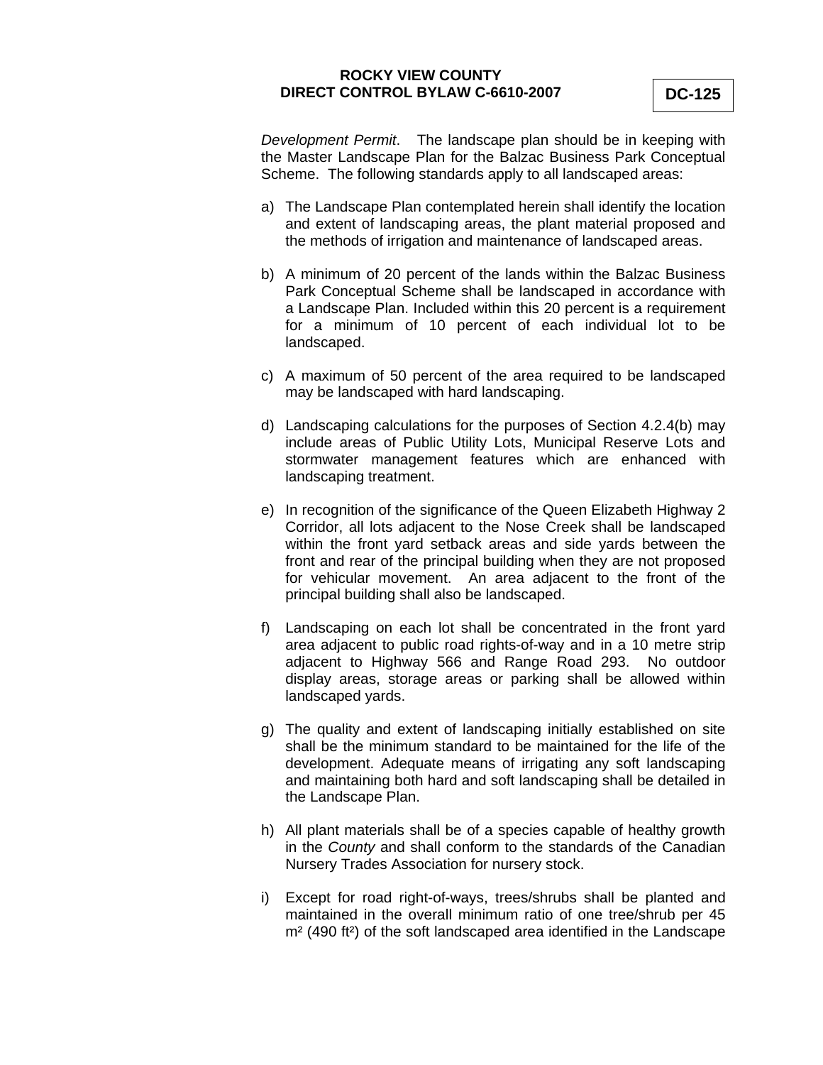*Development Permit*. The landscape plan should be in keeping with the Master Landscape Plan for the Balzac Business Park Conceptual Scheme. The following standards apply to all landscaped areas:

a) The Landscape Plan contemplated herein shall identify the location and extent of landscaping areas, the plant material proposed and the methods of irrigation and maintenance of landscaped areas.

b) A minimum of 20 percent of the lands within the Balzac Business Park Conceptual Scheme shall be landscaped in accordance with a Landscape Plan. Included within this 20 percent is a requirement for a minimum of 10 percent of each individual lot to be landscaped.

c) A maximum of 50 percent of the area required to be landscaped may be landscaped with hard landscaping.

d) Landscaping calculations for the purposes of Section 4.2.4(b) may include areas of Public Utility Lots, Municipal Reserve Lots and stormwater management features which are enhanced with landscaping treatment.

e) In recognition of the significance of the Queen Elizabeth Highway 2 Corridor, all lots adjacent to the Nose Creek shall be landscaped within the front yard setback areas and side yards between the front and rear of the principal building when they are not proposed for vehicular movement. An area adjacent to the front of the principal building shall also be landscaped.

f) Landscaping on each lot shall be concentrated in the front yard area adjacent to public road rights-of-way and in a 10 metre strip adjacent to Highway 566 and Range Road 293. No outdoor display areas, storage areas or parking shall be allowed within landscaped yards.

g) The quality and extent of landscaping initially established on site shall be the minimum standard to be maintained for the life of the development. Adequate means of irrigating any soft landscaping and maintaining both hard and soft landscaping shall be detailed in the Landscape Plan.

h) All plant materials shall be of a species capable of healthy growth in the *County* and shall conform to the standards of the Canadian Nursery Trades Association for nursery stock.

i) Except for road right-of-ways, trees/shrubs shall be planted and maintained in the overall minimum ratio of one tree/shrub per 45 m² (490 ft²) of the soft landscaped area identified in the Landscape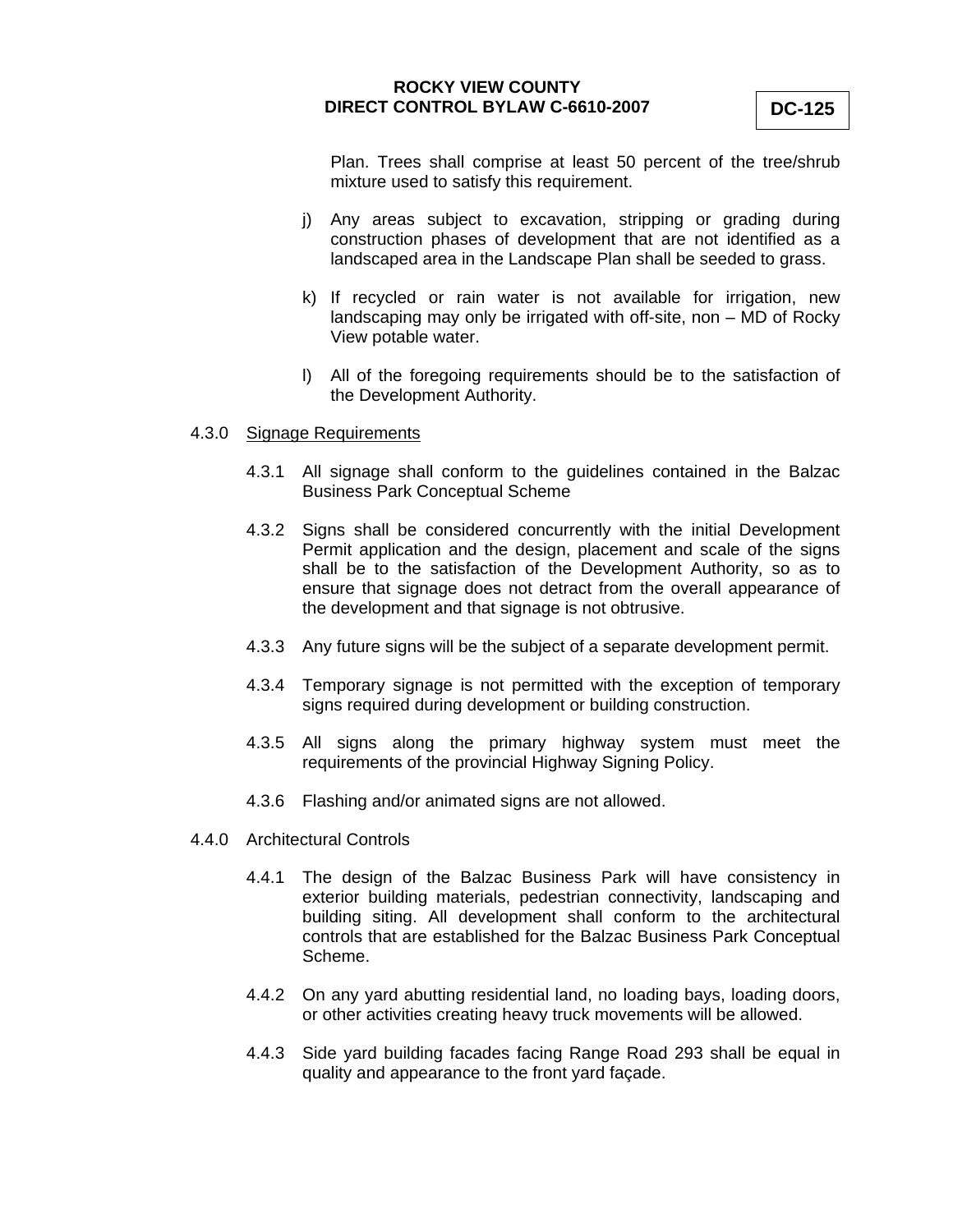Plan. Trees shall comprise at least 50 percent of the tree/shrub mixture used to satisfy this requirement.

j) Any areas subject to excavation, stripping or grading during construction phases of development that are not identified as a landscaped area in the Landscape Plan shall be seeded to grass.

k) If recycled or rain water is not available for irrigation, new landscaping may only be irrigated with off-site, non – MD of Rocky View potable water.

l) All of the foregoing requirements should be to the satisfaction of the Development Authority.

4.3.0 Signage Requirements

4.3.1 All signage shall conform to the guidelines contained in the Balzac Business Park Conceptual Scheme

4.3.2 Signs shall be considered concurrently with the initial Development Permit application and the design, placement and scale of the signs shall be to the satisfaction of the Development Authority, so as to ensure that signage does not detract from the overall appearance of the development and that signage is not obtrusive.

4.3.3 Any future signs will be the subject of a separate development permit.

4.3.4 Temporary signage is not permitted with the exception of temporary signs required during development or building construction.

4.3.5 All signs along the primary highway system must meet the requirements of the provincial Highway Signing Policy.

4.3.6 Flashing and/or animated signs are not allowed.

4.4.0 Architectural Controls

4.4.1 The design of the Balzac Business Park will have consistency in exterior building materials, pedestrian connectivity, landscaping and building siting. All development shall conform to the architectural controls that are established for the Balzac Business Park Conceptual Scheme.

4.4.2 On any yard abutting residential land, no loading bays, loading doors, or other activities creating heavy truck movements will be allowed.

4.4.3 Side yard building facades facing Range Road 293 shall be equal in quality and appearance to the front yard façade.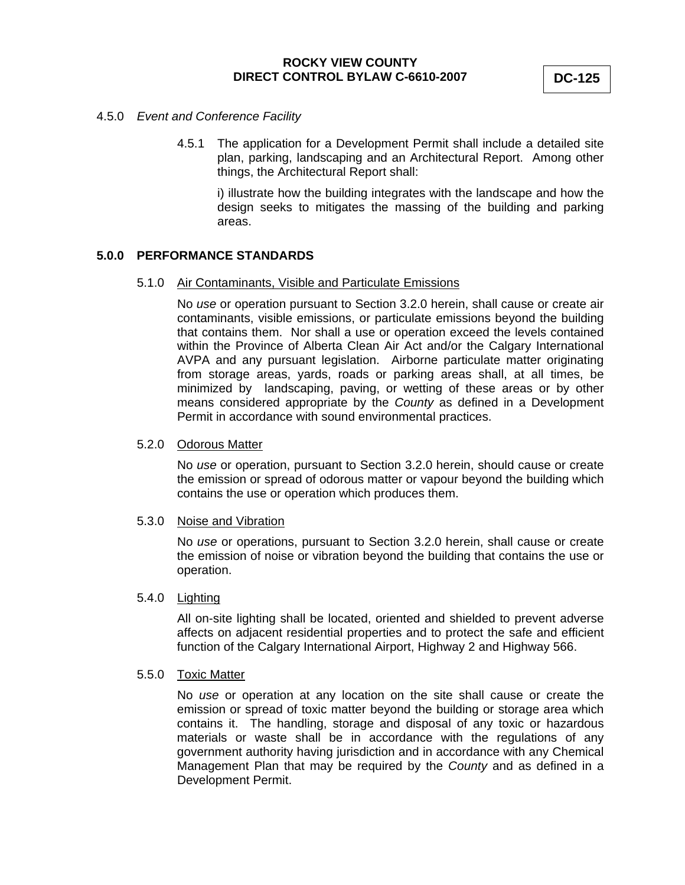4.5.0 *Event and Conference Facility*

4.5.1 The application for a Development Permit shall include a detailed site plan, parking, landscaping and an Architectural Report. Among other things, the Architectural Report shall:

i) illustrate how the building integrates with the landscape and how the design seeks to mitigates the massing of the building and parking areas.

## 5.0.0 PERFORMANCE STANDARDS

5.1.0 Air Contaminants, Visible and Particulate Emissions

No *use* or operation pursuant to Section 3.2.0 herein, shall cause or create air contaminants, visible emissions, or particulate emissions beyond the building that contains them. Nor shall a use or operation exceed the levels contained within the Province of Alberta Clean Air Act and/or the Calgary International AVPA and any pursuant legislation. Airborne particulate matter originating from storage areas, yards, roads or parking areas shall, at all times, be minimized by landscaping, paving, or wetting of these areas or by other means considered appropriate by the *County* as defined in a Development Permit in accordance with sound environmental practices.

5.2.0 Odorous Matter

No *use* or operation, pursuant to Section 3.2.0 herein, should cause or create the emission or spread of odorous matter or vapour beyond the building which contains the use or operation which produces them.

5.3.0 Noise and Vibration

No *use* or operations, pursuant to Section 3.2.0 herein, shall cause or create the emission of noise or vibration beyond the building that contains the use or operation.

5.4.0 Lighting

All on-site lighting shall be located, oriented and shielded to prevent adverse affects on adjacent residential properties and to protect the safe and efficient function of the Calgary International Airport, Highway 2 and Highway 566.

5.5.0 Toxic Matter

No *use* or operation at any location on the site shall cause or create the emission or spread of toxic matter beyond the building or storage area which contains it. The handling, storage and disposal of any toxic or hazardous materials or waste shall be in accordance with the regulations of any government authority having jurisdiction and in accordance with any Chemical Management Plan that may be required by the *County* and as defined in a Development Permit.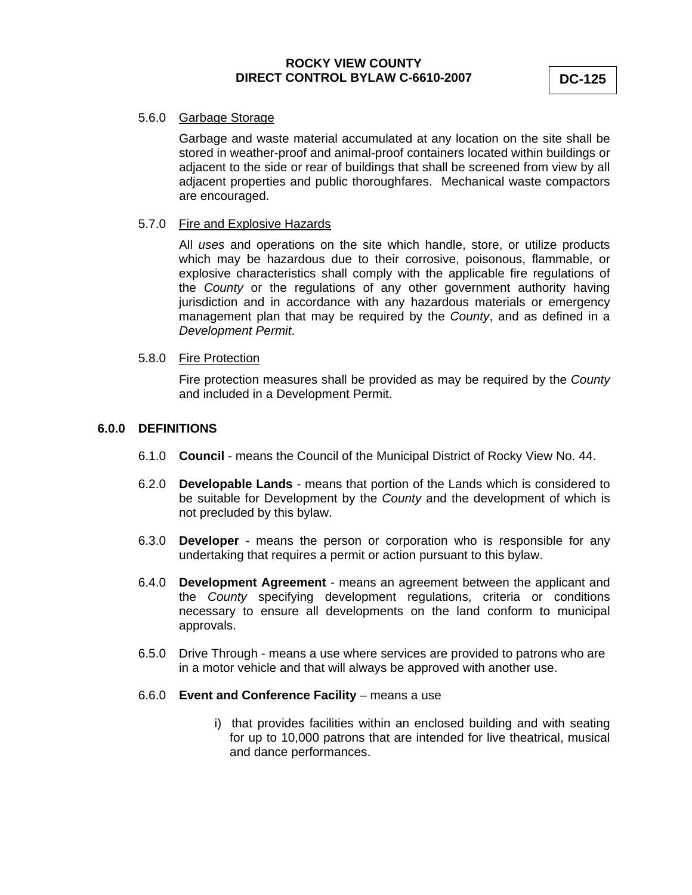5.6.0 Garbage Storage

Garbage and waste material accumulated at any location on the site shall be stored in weather-proof and animal-proof containers located within buildings or adjacent to the side or rear of buildings that shall be screened from view by all adjacent properties and public thoroughfares. Mechanical waste compactors are encouraged.

5.7.0 Fire and Explosive Hazards

All *uses* and operations on the site which handle, store, or utilize products which may be hazardous due to their corrosive, poisonous, flammable, or explosive characteristics shall comply with the applicable fire regulations of the *County* or the regulations of any other government authority having jurisdiction and in accordance with any hazardous materials or emergency management plan that may be required by the *County*, and as defined in a *Development Permit*.

5.8.0 Fire Protection

Fire protection measures shall be provided as may be required by the *County* and included in a Development Permit.

## 6.0.0 DEFINITIONS

6.1.0 **Council** - means the Council of the Municipal District of Rocky View No. 44.

6.2.0 **Developable Lands** - means that portion of the Lands which is considered to be suitable for Development by the *County* and the development of which is not precluded by this bylaw.

6.3.0 **Developer** - means the person or corporation who is responsible for any undertaking that requires a permit or action pursuant to this bylaw.

6.4.0 **Development Agreement** - means an agreement between the applicant and the *County* specifying development regulations, criteria or conditions necessary to ensure all developments on the land conform to municipal approvals.

6.5.0 Drive Through - means a use where services are provided to patrons who are in a motor vehicle and that will always be approved with another use.

6.6.0 **Event and Conference Facility** – means a use

i) that provides facilities within an enclosed building and with seating for up to 10,000 patrons that are intended for live theatrical, musical and dance performances.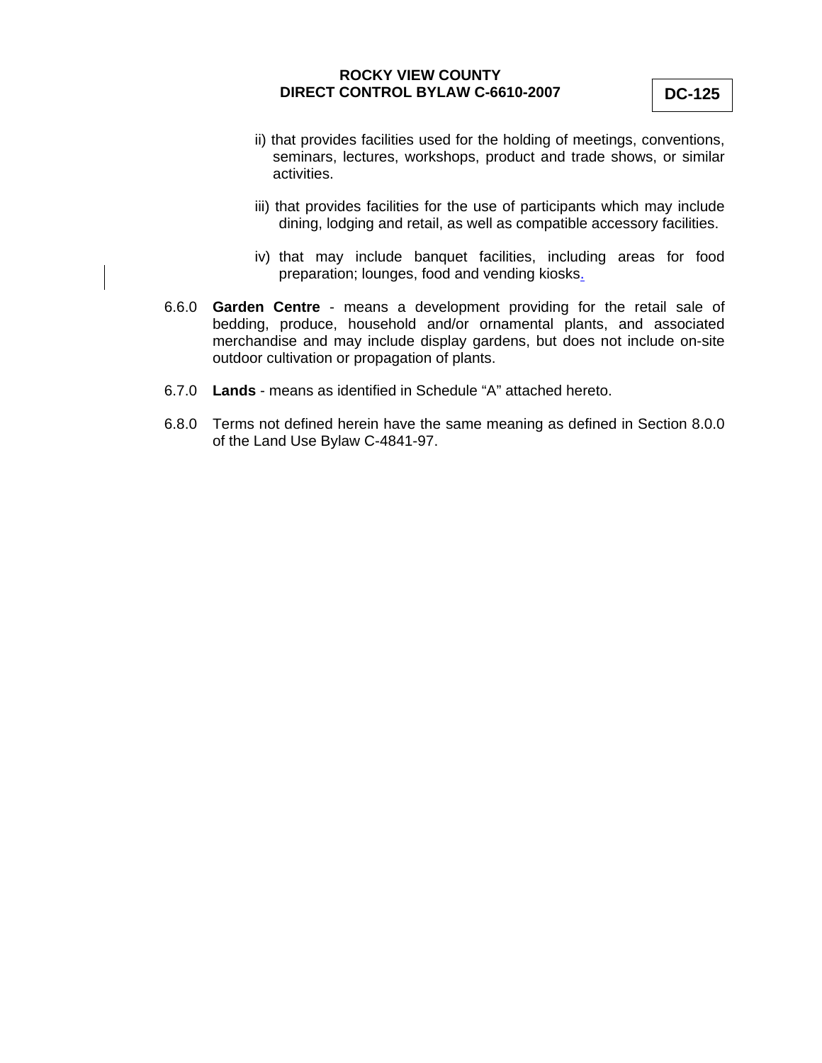ii) that provides facilities used for the holding of meetings, conventions, seminars, lectures, workshops, product and trade shows, or similar activities.

iii) that provides facilities for the use of participants which may include dining, lodging and retail, as well as compatible accessory facilities.

iv) that may include banquet facilities, including areas for food preparation; lounges, food and vending kiosks.

6.6.0 **Garden Centre** - means a development providing for the retail sale of bedding, produce, household and/or ornamental plants, and associated merchandise and may include display gardens, but does not include on-site outdoor cultivation or propagation of plants.

6.7.0 **Lands** - means as identified in Schedule "A" attached hereto.

6.8.0 Terms not defined herein have the same meaning as defined in Section 8.0.0 of the Land Use Bylaw C-4841-97.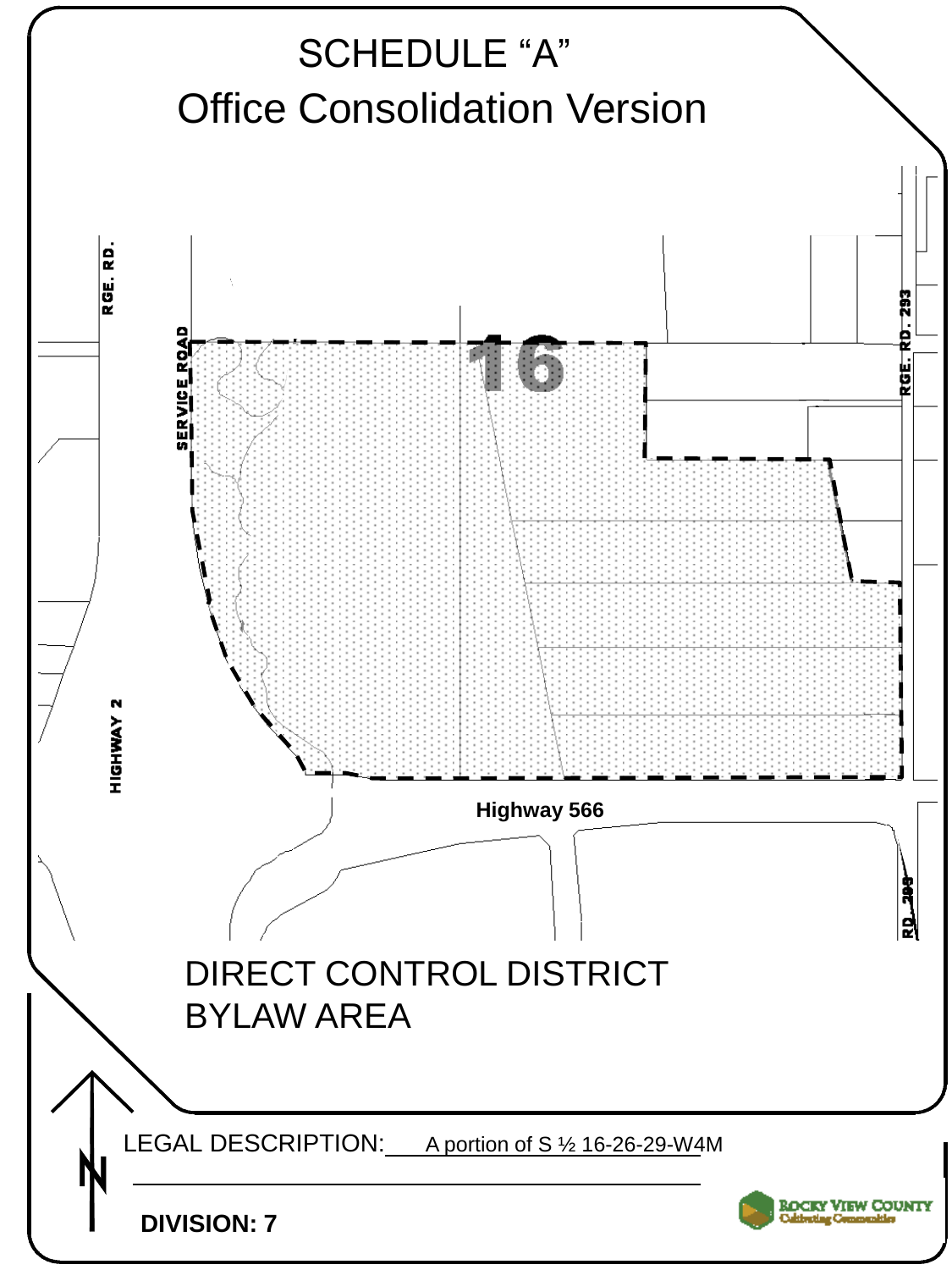# SCHEDULE "A"

## Office Consolidation Version

RGE. RD.

SERVICE ROAD

16

RGE. RD. 293

HIGHWAY 2

Highway 566

RD. 293

DIRECT CONTROL DISTRICT
BYLAW AREA

LEGAL DESCRIPTION: A portion of S ½ 16-26-29-W4M

**DIVISION: 7**

ROCKY VIEW COUNTY
Cultivating Communities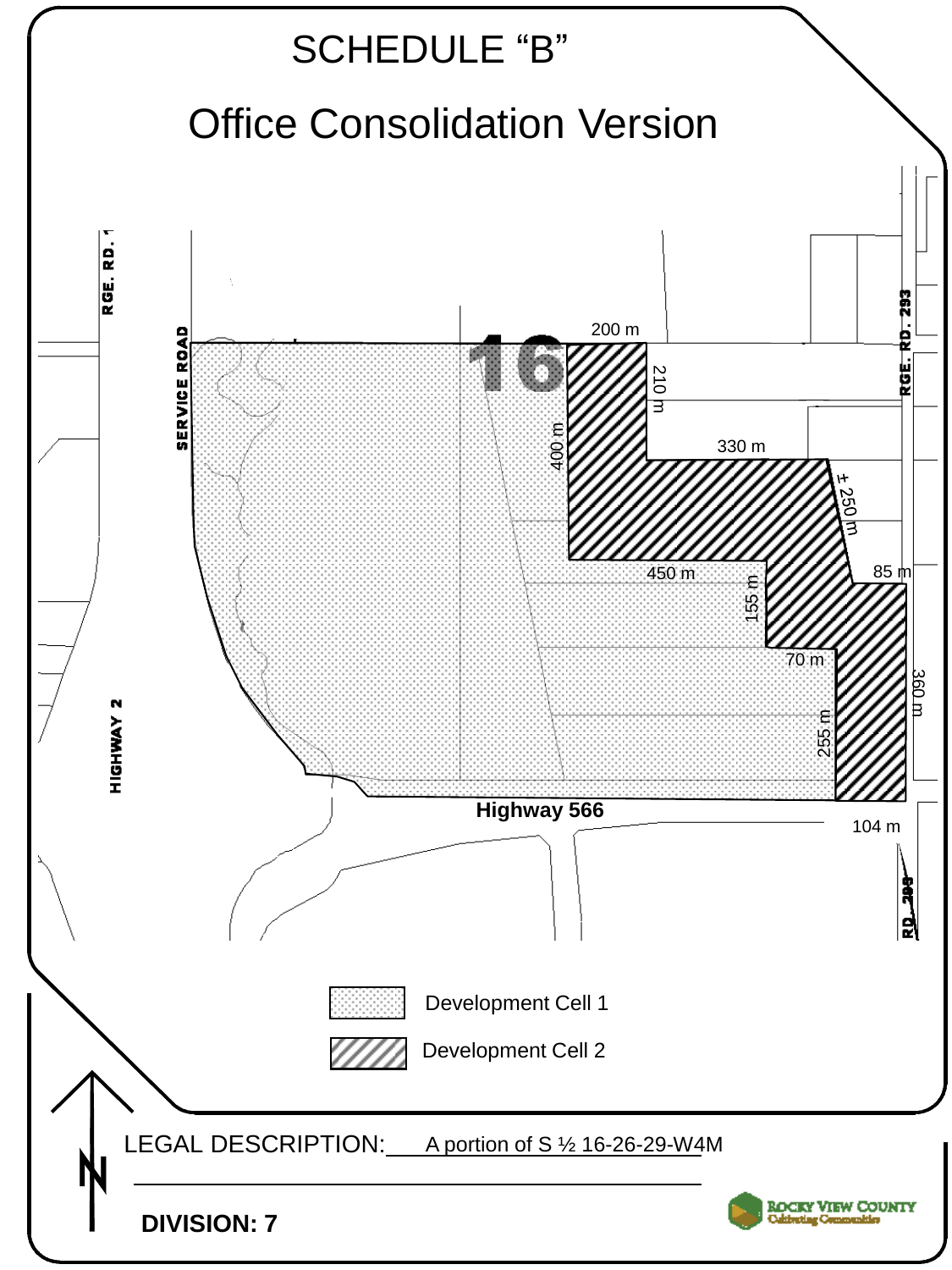# SCHEDULE “B”

## Office Consolidation Version

RGE. RD. 1

SERVICE ROAD

16

200 m

210 m

400 m

330 m

± 250 m

RGE. RD. 293

450 m

155 m

85 m

70 m

360 m

255 m

HIGHWAY 2

Highway 566

104 m

RD. 293

Development Cell 1

Development Cell 2

LEGAL DESCRIPTION: A portion of S ½ 16-26-29-W4M

N

**DIVISION: 7**

ROCKY VIEW COUNTY
Cultivating Communities